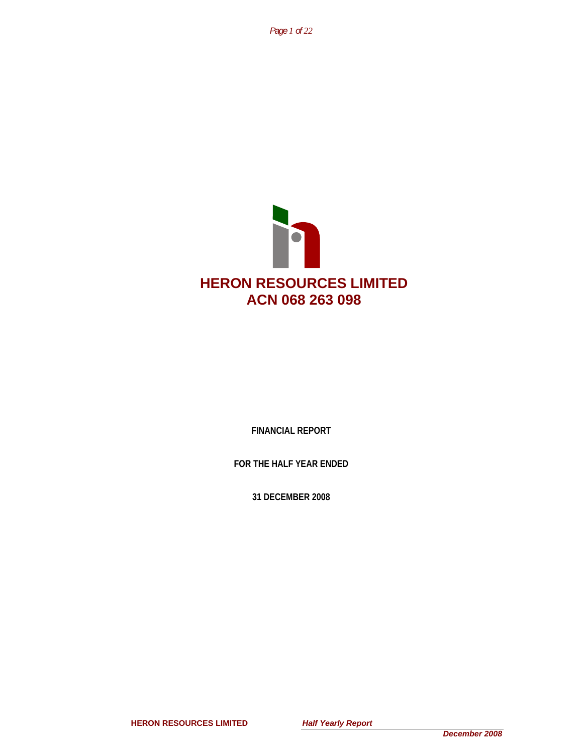# HERON RESOURCES LIMITED
# ACN 068 263 098

**FINANCIAL REPORT**

**FOR THE HALF YEAR ENDED**

**31 DECEMBER 2008**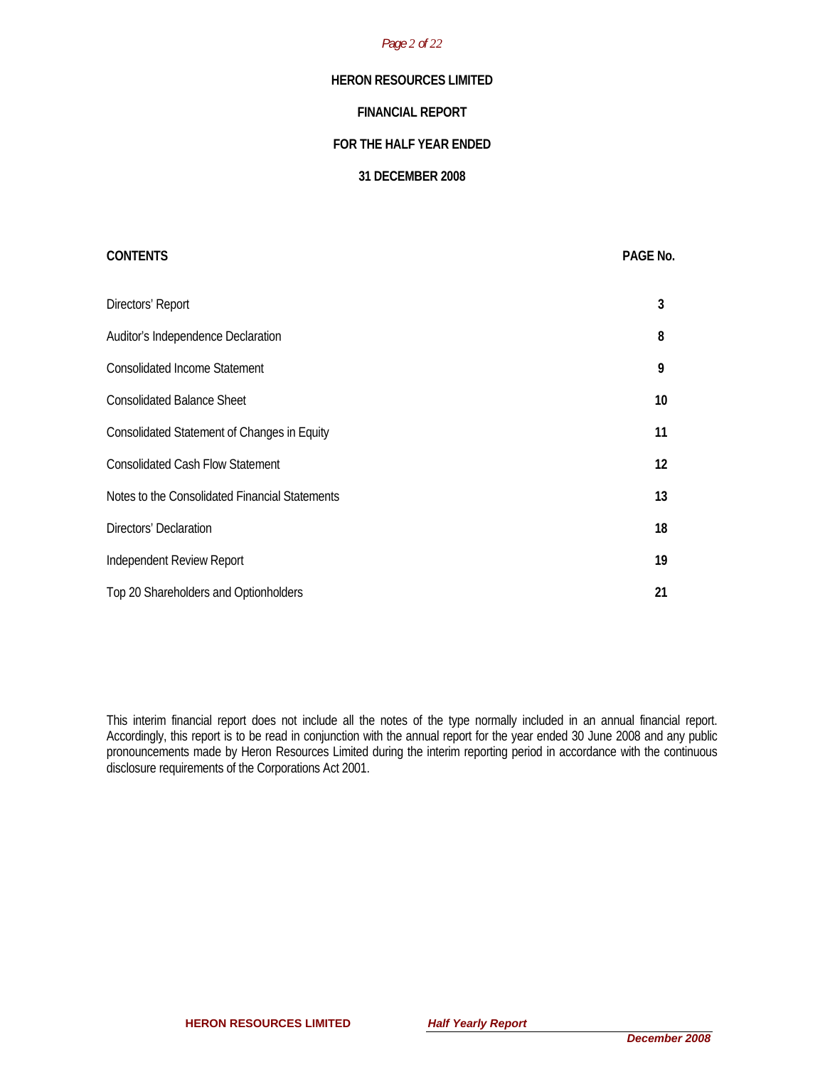# HERON RESOURCES LIMITED

## FINANCIAL REPORT

## FOR THE HALF YEAR ENDED

## 31 DECEMBER 2008

| CONTENTS | PAGE No. |
|---|---|
| Directors' Report | 3 |
| Auditor's Independence Declaration | 8 |
| Consolidated Income Statement | 9 |
| Consolidated Balance Sheet | 10 |
| Consolidated Statement of Changes in Equity | 11 |
| Consolidated Cash Flow Statement | 12 |
| Notes to the Consolidated Financial Statements | 13 |
| Directors' Declaration | 18 |
| Independent Review Report | 19 |
| Top 20 Shareholders and Optionholders | 21 |

This interim financial report does not include all the notes of the type normally included in an annual financial report. Accordingly, this report is to be read in conjunction with the annual report for the year ended 30 June 2008 and any public pronouncements made by Heron Resources Limited during the interim reporting period in accordance with the continuous disclosure requirements of the Corporations Act 2001.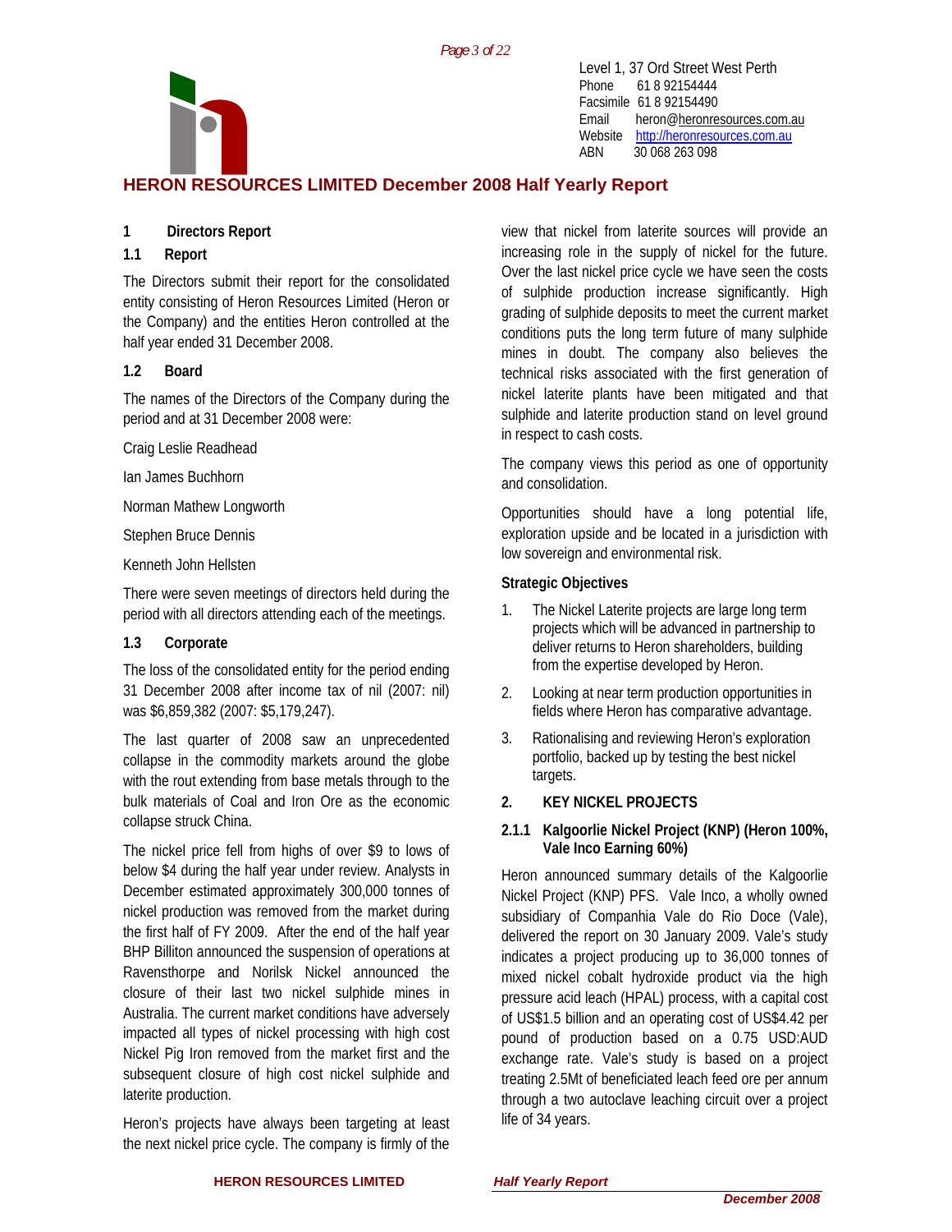Level 1, 37 Ord Street West Perth
Phone 61 8 92154444
Facsimile 61 8 92154490
Email heron@heronresources.com.au
Website http://heronresources.com.au
ABN 30 068 263 098

# HERON RESOURCES LIMITED December 2008 Half Yearly Report

## 1 Directors Report

### 1.1 Report

The Directors submit their report for the consolidated entity consisting of Heron Resources Limited (Heron or the Company) and the entities Heron controlled at the half year ended 31 December 2008.

### 1.2 Board

The names of the Directors of the Company during the period and at 31 December 2008 were:

Craig Leslie Readhead

Ian James Buchhorn

Norman Mathew Longworth

Stephen Bruce Dennis

Kenneth John Hellsten

There were seven meetings of directors held during the period with all directors attending each of the meetings.

### 1.3 Corporate

The loss of the consolidated entity for the period ending 31 December 2008 after income tax of nil (2007: nil) was $6,859,382 (2007: $5,179,247).

The last quarter of 2008 saw an unprecedented collapse in the commodity markets around the globe with the rout extending from base metals through to the bulk materials of Coal and Iron Ore as the economic collapse struck China.

The nickel price fell from highs of over $9 to lows of below $4 during the half year under review. Analysts in December estimated approximately 300,000 tonnes of nickel production was removed from the market during the first half of FY 2009. After the end of the half year BHP Billiton announced the suspension of operations at Ravensthorpe and Norilsk Nickel announced the closure of their last two nickel sulphide mines in Australia. The current market conditions have adversely impacted all types of nickel processing with high cost Nickel Pig Iron removed from the market first and the subsequent closure of high cost nickel sulphide and laterite production.

Heron's projects have always been targeting at least the next nickel price cycle. The company is firmly of the view that nickel from laterite sources will provide an increasing role in the supply of nickel for the future. Over the last nickel price cycle we have seen the costs of sulphide production increase significantly. High grading of sulphide deposits to meet the current market conditions puts the long term future of many sulphide mines in doubt. The company also believes the technical risks associated with the first generation of nickel laterite plants have been mitigated and that sulphide and laterite production stand on level ground in respect to cash costs.

The company views this period as one of opportunity and consolidation.

Opportunities should have a long potential life, exploration upside and be located in a jurisdiction with low sovereign and environmental risk.

**Strategic Objectives**

1. The Nickel Laterite projects are large long term projects which will be advanced in partnership to deliver returns to Heron shareholders, building from the expertise developed by Heron.
2. Looking at near term production opportunities in fields where Heron has comparative advantage.
3. Rationalising and reviewing Heron's exploration portfolio, backed up by testing the best nickel targets.

## 2. KEY NICKEL PROJECTS

### 2.1.1 Kalgoorlie Nickel Project (KNP) (Heron 100%, Vale Inco Earning 60%)

Heron announced summary details of the Kalgoorlie Nickel Project (KNP) PFS. Vale Inco, a wholly owned subsidiary of Companhia Vale do Rio Doce (Vale), delivered the report on 30 January 2009. Vale's study indicates a project producing up to 36,000 tonnes of mixed nickel cobalt hydroxide product via the high pressure acid leach (HPAL) process, with a capital cost of US$1.5 billion and an operating cost of US$4.42 per pound of production based on a 0.75 USD:AUD exchange rate. Vale's study is based on a project treating 2.5Mt of beneficiated leach feed ore per annum through a two autoclave leaching circuit over a project life of 34 years.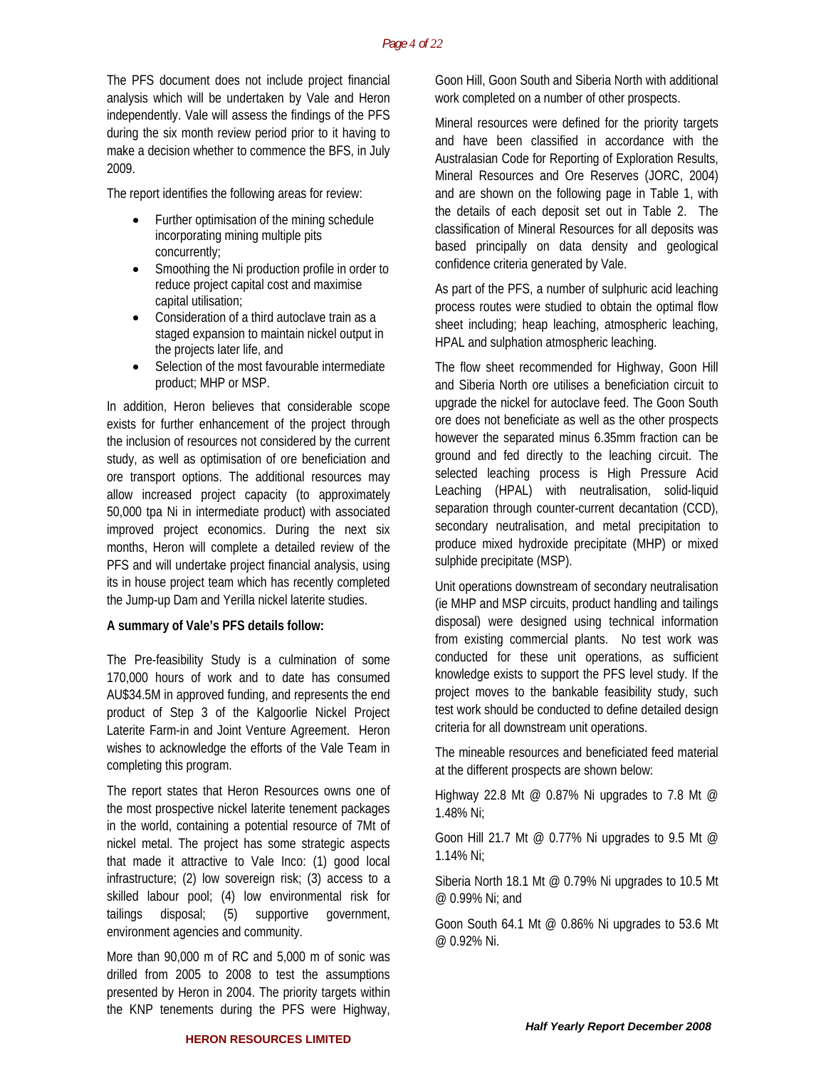The PFS document does not include project financial analysis which will be undertaken by Vale and Heron independently. Vale will assess the findings of the PFS during the six month review period prior to it having to make a decision whether to commence the BFS, in July 2009.

The report identifies the following areas for review:

- Further optimisation of the mining schedule incorporating mining multiple pits concurrently;
- Smoothing the Ni production profile in order to reduce project capital cost and maximise capital utilisation;
- Consideration of a third autoclave train as a staged expansion to maintain nickel output in the projects later life, and
- Selection of the most favourable intermediate product; MHP or MSP.

In addition, Heron believes that considerable scope exists for further enhancement of the project through the inclusion of resources not considered by the current study, as well as optimisation of ore beneficiation and ore transport options. The additional resources may allow increased project capacity (to approximately 50,000 tpa Ni in intermediate product) with associated improved project economics. During the next six months, Heron will complete a detailed review of the PFS and will undertake project financial analysis, using its in house project team which has recently completed the Jump-up Dam and Yerilla nickel laterite studies.

**A summary of Vale's PFS details follow:**

The Pre-feasibility Study is a culmination of some 170,000 hours of work and to date has consumed AU$34.5M in approved funding, and represents the end product of Step 3 of the Kalgoorlie Nickel Project Laterite Farm-in and Joint Venture Agreement. Heron wishes to acknowledge the efforts of the Vale Team in completing this program.

The report states that Heron Resources owns one of the most prospective nickel laterite tenement packages in the world, containing a potential resource of 7Mt of nickel metal. The project has some strategic aspects that made it attractive to Vale Inco: (1) good local infrastructure; (2) low sovereign risk; (3) access to a skilled labour pool; (4) low environmental risk for tailings disposal; (5) supportive government, environment agencies and community.

More than 90,000 m of RC and 5,000 m of sonic was drilled from 2005 to 2008 to test the assumptions presented by Heron in 2004. The priority targets within the KNP tenements during the PFS were Highway, Goon Hill, Goon South and Siberia North with additional work completed on a number of other prospects.

Mineral resources were defined for the priority targets and have been classified in accordance with the Australasian Code for Reporting of Exploration Results, Mineral Resources and Ore Reserves (JORC, 2004) and are shown on the following page in Table 1, with the details of each deposit set out in Table 2. The classification of Mineral Resources for all deposits was based principally on data density and geological confidence criteria generated by Vale.

As part of the PFS, a number of sulphuric acid leaching process routes were studied to obtain the optimal flow sheet including; heap leaching, atmospheric leaching, HPAL and sulphation atmospheric leaching.

The flow sheet recommended for Highway, Goon Hill and Siberia North ore utilises a beneficiation circuit to upgrade the nickel for autoclave feed. The Goon South ore does not beneficiate as well as the other prospects however the separated minus 6.35mm fraction can be ground and fed directly to the leaching circuit. The selected leaching process is High Pressure Acid Leaching (HPAL) with neutralisation, solid-liquid separation through counter-current decantation (CCD), secondary neutralisation, and metal precipitation to produce mixed hydroxide precipitate (MHP) or mixed sulphide precipitate (MSP).

Unit operations downstream of secondary neutralisation (ie MHP and MSP circuits, product handling and tailings disposal) were designed using technical information from existing commercial plants. No test work was conducted for these unit operations, as sufficient knowledge exists to support the PFS level study. If the project moves to the bankable feasibility study, such test work should be conducted to define detailed design criteria for all downstream unit operations.

The mineable resources and beneficiated feed material at the different prospects are shown below:

Highway 22.8 Mt @ 0.87% Ni upgrades to 7.8 Mt @ 1.48% Ni;

Goon Hill 21.7 Mt @ 0.77% Ni upgrades to 9.5 Mt @ 1.14% Ni;

Siberia North 18.1 Mt @ 0.79% Ni upgrades to 10.5 Mt @ 0.99% Ni; and

Goon South 64.1 Mt @ 0.86% Ni upgrades to 53.6 Mt @ 0.92% Ni.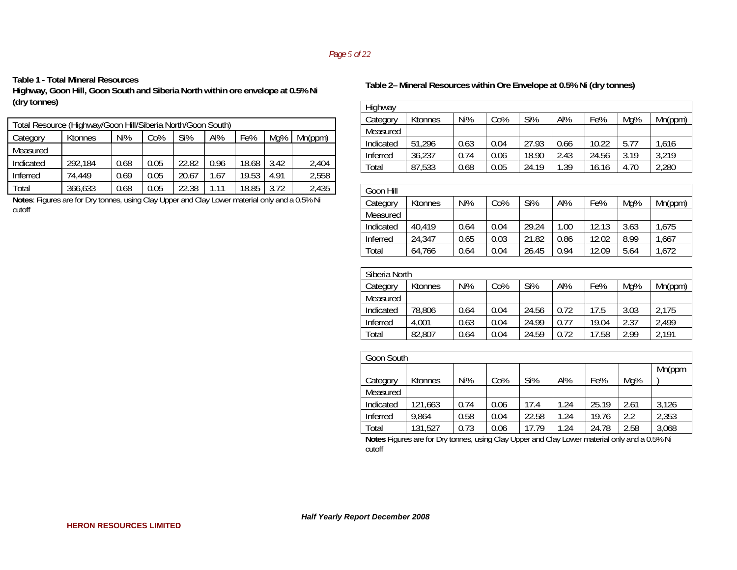**Table 1 - Total Mineral Resources**

**Highway, Goon Hill, Goon South and Siberia North within ore envelope at 0.5% Ni (dry tonnes)**

| Total Resource (Highway/Goon Hill/Siberia North/Goon South) | | | | | | | | |
|---|---|---|---|---|---|---|---|---|
| Category | Ktonnes | Ni% | Co% | Si% | Al% | Fe% | Mg% | Mn(ppm) |
| Measured | | | | | | | | |
| Indicated | 292,184 | 0.68 | 0.05 | 22.82 | 0.96 | 18.68 | 3.42 | 2,404 |
| Inferred | 74,449 | 0.69 | 0.05 | 20.67 | 1.67 | 19.53 | 4.91 | 2,558 |
| Total | 366,633 | 0.68 | 0.05 | 22.38 | 1.11 | 18.85 | 3.72 | 2,435 |

**Notes**: Figures are for Dry tonnes, using Clay Upper and Clay Lower material only and a 0.5% Ni cutoff

**Table 2– Mineral Resources within Ore Envelope at 0.5% Ni (dry tonnes)**

| Highway | | | | | | | | |
|---|---|---|---|---|---|---|---|---|
| Category | Ktonnes | Ni% | Co% | Si% | Al% | Fe% | Mg% | Mn(ppm) |
| Measured | | | | | | | | |
| Indicated | 51,296 | 0.63 | 0.04 | 27.93 | 0.66 | 10.22 | 5.77 | 1,616 |
| Inferred | 36,237 | 0.74 | 0.06 | 18.90 | 2.43 | 24.56 | 3.19 | 3,219 |
| Total | 87,533 | 0.68 | 0.05 | 24.19 | 1.39 | 16.16 | 4.70 | 2,280 |

| Goon Hill | | | | | | | | |
|---|---|---|---|---|---|---|---|---|
| Category | Ktonnes | Ni% | Co% | Si% | Al% | Fe% | Mg% | Mn(ppm) |
| Measured | | | | | | | | |
| Indicated | 40,419 | 0.64 | 0.04 | 29.24 | 1.00 | 12.13 | 3.63 | 1,675 |
| Inferred | 24,347 | 0.65 | 0.03 | 21.82 | 0.86 | 12.02 | 8.99 | 1,667 |
| Total | 64,766 | 0.64 | 0.04 | 26.45 | 0.94 | 12.09 | 5.64 | 1,672 |

| Siberia North | | | | | | | | |
|---|---|---|---|---|---|---|---|---|
| Category | Ktonnes | Ni% | Co% | Si% | Al% | Fe% | Mg% | Mn(ppm) |
| Measured | | | | | | | | |
| Indicated | 78,806 | 0.64 | 0.04 | 24.56 | 0.72 | 17.5 | 3.03 | 2,175 |
| Inferred | 4,001 | 0.63 | 0.04 | 24.99 | 0.77 | 19.04 | 2.37 | 2,499 |
| Total | 82,807 | 0.64 | 0.04 | 24.59 | 0.72 | 17.58 | 2.99 | 2,191 |

| Goon South | | | | | | | | |
|---|---|---|---|---|---|---|---|---|
| Category | Ktonnes | Ni% | Co% | Si% | Al% | Fe% | Mg% | Mn(ppm) |
| Measured | | | | | | | | |
| Indicated | 121,663 | 0.74 | 0.06 | 17.4 | 1.24 | 25.19 | 2.61 | 3,126 |
| Inferred | 9,864 | 0.58 | 0.04 | 22.58 | 1.24 | 19.76 | 2.2 | 2,353 |
| Total | 131,527 | 0.73 | 0.06 | 17.79 | 1.24 | 24.78 | 2.58 | 3,068 |

**Notes** Figures are for Dry tonnes, using Clay Upper and Clay Lower material only and a 0.5% Ni cutoff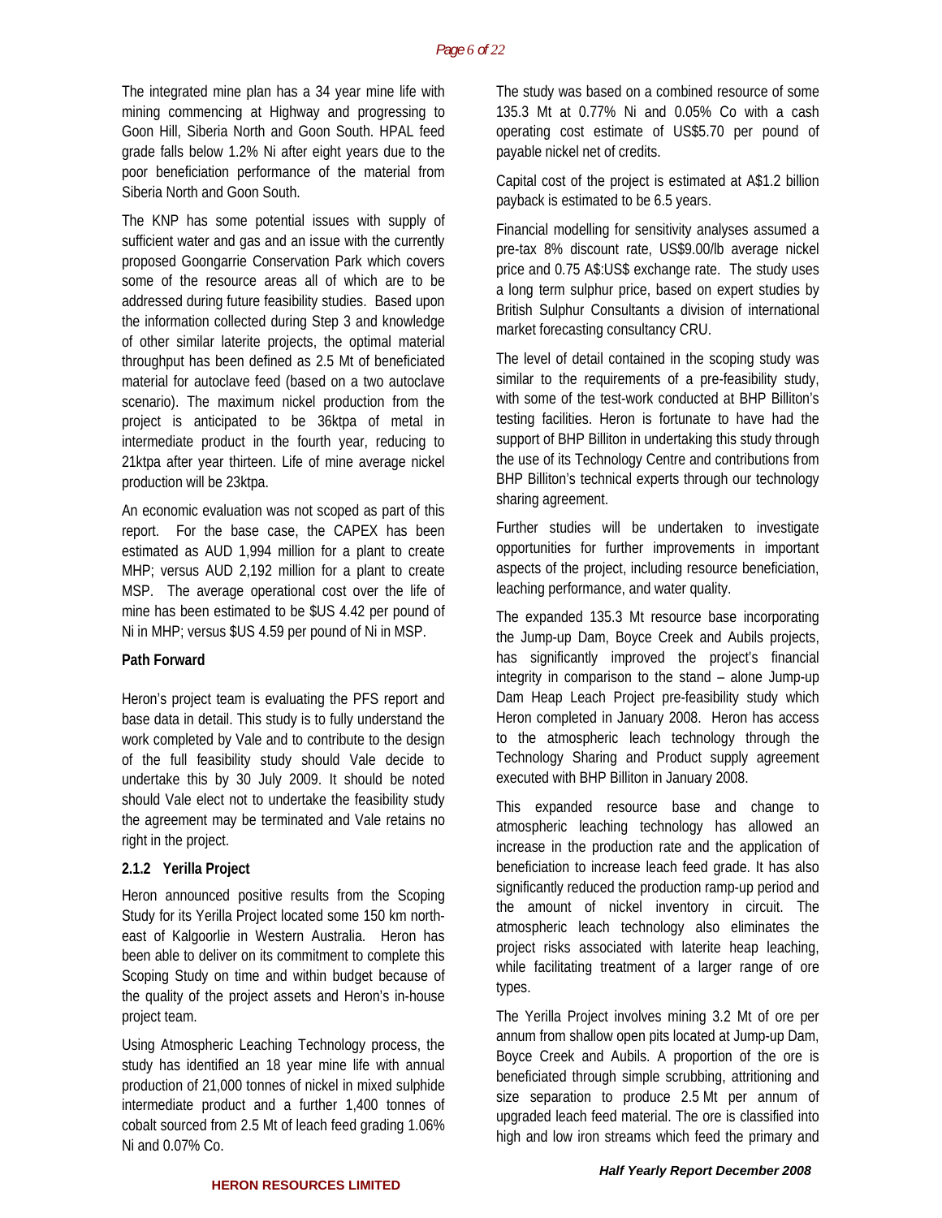The integrated mine plan has a 34 year mine life with mining commencing at Highway and progressing to Goon Hill, Siberia North and Goon South. HPAL feed grade falls below 1.2% Ni after eight years due to the poor beneficiation performance of the material from Siberia North and Goon South.

The KNP has some potential issues with supply of sufficient water and gas and an issue with the currently proposed Goongarrie Conservation Park which covers some of the resource areas all of which are to be addressed during future feasibility studies. Based upon the information collected during Step 3 and knowledge of other similar laterite projects, the optimal material throughput has been defined as 2.5 Mt of beneficiated material for autoclave feed (based on a two autoclave scenario). The maximum nickel production from the project is anticipated to be 36ktpa of metal in intermediate product in the fourth year, reducing to 21ktpa after year thirteen. Life of mine average nickel production will be 23ktpa.

An economic evaluation was not scoped as part of this report. For the base case, the CAPEX has been estimated as AUD 1,994 million for a plant to create MHP; versus AUD 2,192 million for a plant to create MSP. The average operational cost over the life of mine has been estimated to be $US 4.42 per pound of Ni in MHP; versus $US 4.59 per pound of Ni in MSP.

**Path Forward**

Heron's project team is evaluating the PFS report and base data in detail. This study is to fully understand the work completed by Vale and to contribute to the design of the full feasibility study should Vale decide to undertake this by 30 July 2009. It should be noted should Vale elect not to undertake the feasibility study the agreement may be terminated and Vale retains no right in the project.

### 2.1.2 Yerilla Project

Heron announced positive results from the Scoping Study for its Yerilla Project located some 150 km north-east of Kalgoorlie in Western Australia. Heron has been able to deliver on its commitment to complete this Scoping Study on time and within budget because of the quality of the project assets and Heron's in-house project team.

Using Atmospheric Leaching Technology process, the study has identified an 18 year mine life with annual production of 21,000 tonnes of nickel in mixed sulphide intermediate product and a further 1,400 tonnes of cobalt sourced from 2.5 Mt of leach feed grading 1.06% Ni and 0.07% Co.

The study was based on a combined resource of some 135.3 Mt at 0.77% Ni and 0.05% Co with a cash operating cost estimate of US$5.70 per pound of payable nickel net of credits.

Capital cost of the project is estimated at A$1.2 billion payback is estimated to be 6.5 years.

Financial modelling for sensitivity analyses assumed a pre-tax 8% discount rate, US$9.00/lb average nickel price and 0.75 A$:US$ exchange rate. The study uses a long term sulphur price, based on expert studies by British Sulphur Consultants a division of international market forecasting consultancy CRU.

The level of detail contained in the scoping study was similar to the requirements of a pre-feasibility study, with some of the test-work conducted at BHP Billiton's testing facilities. Heron is fortunate to have had the support of BHP Billiton in undertaking this study through the use of its Technology Centre and contributions from BHP Billiton's technical experts through our technology sharing agreement.

Further studies will be undertaken to investigate opportunities for further improvements in important aspects of the project, including resource beneficiation, leaching performance, and water quality.

The expanded 135.3 Mt resource base incorporating the Jump-up Dam, Boyce Creek and Aubils projects, has significantly improved the project's financial integrity in comparison to the stand – alone Jump-up Dam Heap Leach Project pre-feasibility study which Heron completed in January 2008. Heron has access to the atmospheric leach technology through the Technology Sharing and Product supply agreement executed with BHP Billiton in January 2008.

This expanded resource base and change to atmospheric leaching technology has allowed an increase in the production rate and the application of beneficiation to increase leach feed grade. It has also significantly reduced the production ramp-up period and the amount of nickel inventory in circuit. The atmospheric leach technology also eliminates the project risks associated with laterite heap leaching, while facilitating treatment of a larger range of ore types.

The Yerilla Project involves mining 3.2 Mt of ore per annum from shallow open pits located at Jump-up Dam, Boyce Creek and Aubils. A proportion of the ore is beneficiated through simple scrubbing, attritioning and size separation to produce 2.5 Mt per annum of upgraded leach feed material. The ore is classified into high and low iron streams which feed the primary and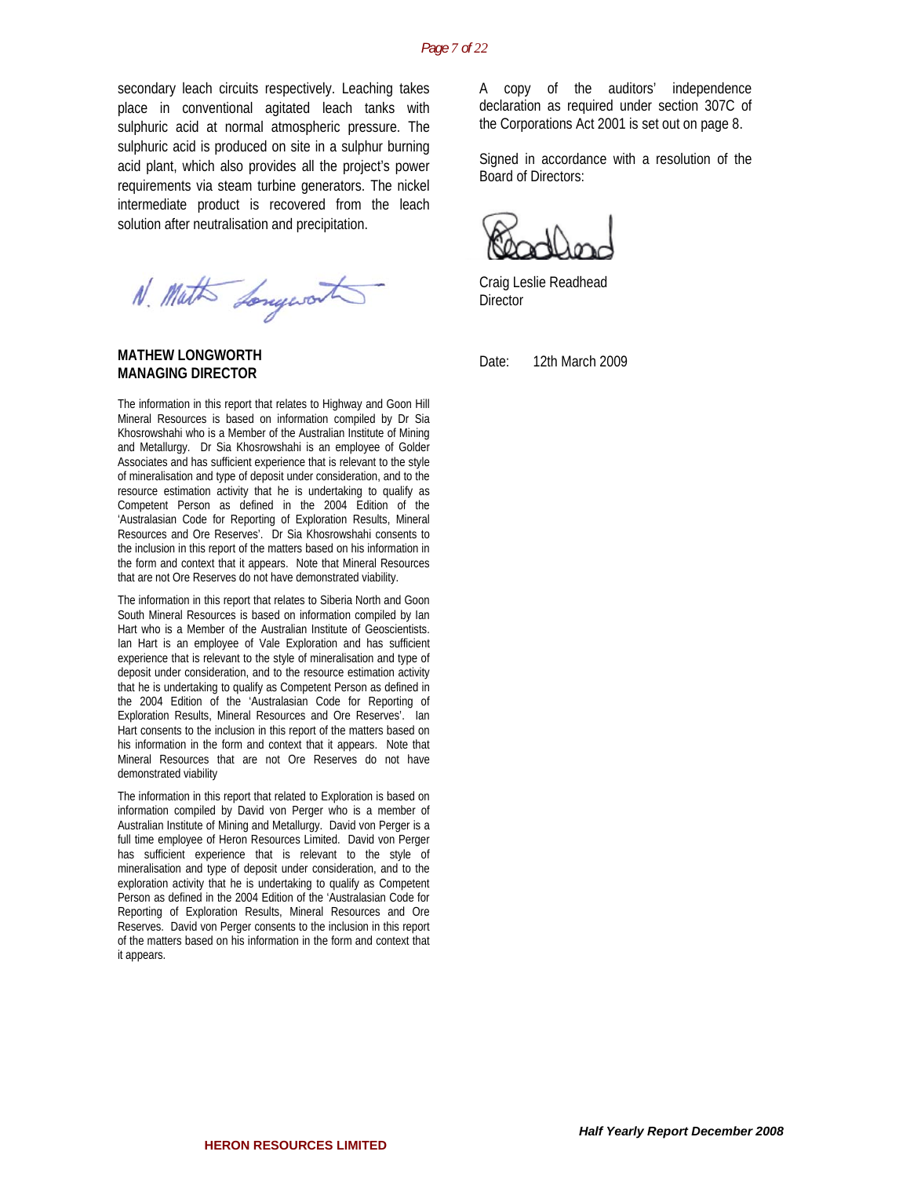secondary leach circuits respectively. Leaching takes place in conventional agitated leach tanks with sulphuric acid at normal atmospheric pressure. The sulphuric acid is produced on site in a sulphur burning acid plant, which also provides all the project's power requirements via steam turbine generators. The nickel intermediate product is recovered from the leach solution after neutralisation and precipitation.

**MATHEW LONGWORTH**
**MANAGING DIRECTOR**

The information in this report that relates to Highway and Goon Hill Mineral Resources is based on information compiled by Dr Sia Khosrowshahi who is a Member of the Australian Institute of Mining and Metallurgy. Dr Sia Khosrowshahi is an employee of Golder Associates and has sufficient experience that is relevant to the style of mineralisation and type of deposit under consideration, and to the resource estimation activity that he is undertaking to qualify as Competent Person as defined in the 2004 Edition of the 'Australasian Code for Reporting of Exploration Results, Mineral Resources and Ore Reserves'. Dr Sia Khosrowshahi consents to the inclusion in this report of the matters based on his information in the form and context that it appears. Note that Mineral Resources that are not Ore Reserves do not have demonstrated viability.

The information in this report that relates to Siberia North and Goon South Mineral Resources is based on information compiled by Ian Hart who is a Member of the Australian Institute of Geoscientists. Ian Hart is an employee of Vale Exploration and has sufficient experience that is relevant to the style of mineralisation and type of deposit under consideration, and to the resource estimation activity that he is undertaking to qualify as Competent Person as defined in the 2004 Edition of the 'Australasian Code for Reporting of Exploration Results, Mineral Resources and Ore Reserves'. Ian Hart consents to the inclusion in this report of the matters based on his information in the form and context that it appears. Note that Mineral Resources that are not Ore Reserves do not have demonstrated viability

The information in this report that related to Exploration is based on information compiled by David von Perger who is a member of Australian Institute of Mining and Metallurgy. David von Perger is a full time employee of Heron Resources Limited. David von Perger has sufficient experience that is relevant to the style of mineralisation and type of deposit under consideration, and to the exploration activity that he is undertaking to qualify as Competent Person as defined in the 2004 Edition of the 'Australasian Code for Reporting of Exploration Results, Mineral Resources and Ore Reserves. David von Perger consents to the inclusion in this report of the matters based on his information in the form and context that it appears.

A copy of the auditors' independence declaration as required under section 307C of the Corporations Act 2001 is set out on page 8.

Signed in accordance with a resolution of the Board of Directors:

Craig Leslie Readhead
Director

Date: 12th March 2009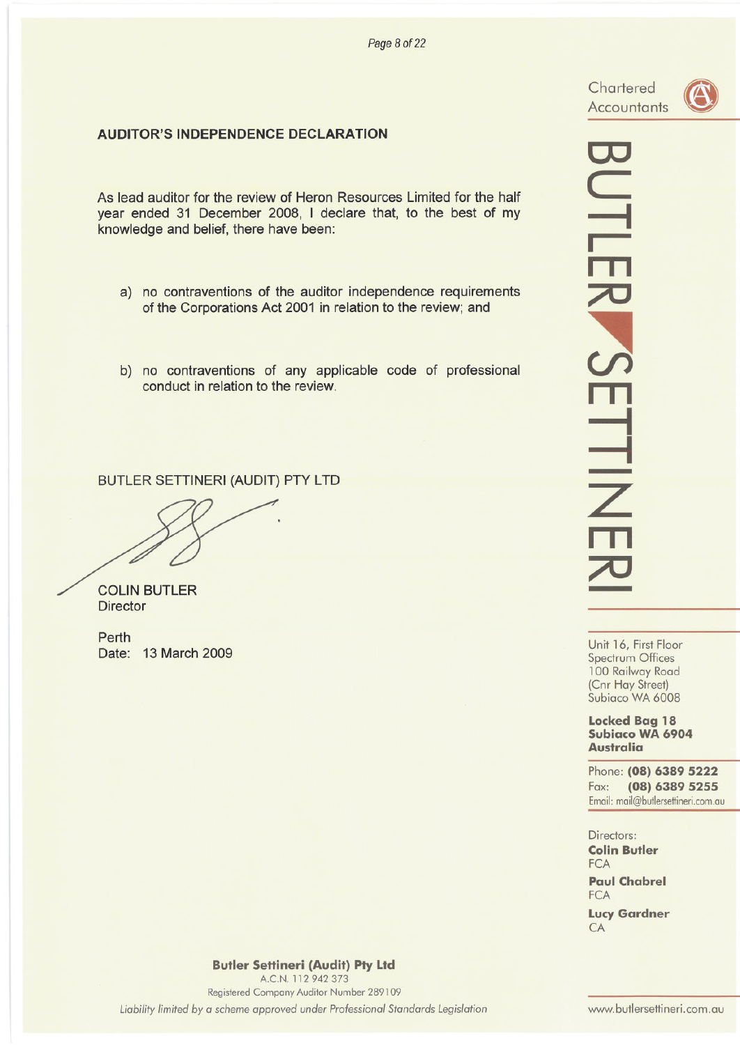Chartered Accountants

BUTLER SETTINERI

## AUDITOR'S INDEPENDENCE DECLARATION

As lead auditor for the review of Heron Resources Limited for the half year ended 31 December 2008, I declare that, to the best of my knowledge and belief, there have been:

a) no contraventions of the auditor independence requirements of the Corporations Act 2001 in relation to the review; and

b) no contraventions of any applicable code of professional conduct in relation to the review.

BUTLER SETTINERI (AUDIT) PTY LTD

COLIN BUTLER
Director

Perth
Date: 13 March 2009

Unit 16, First Floor
Spectrum Offices
100 Railway Road
(Cnr Hay Street)
Subiaco WA 6008

**Locked Bag 18**
**Subiaco WA 6904**
**Australia**

Phone: **(08) 6389 5222**
Fax: **(08) 6389 5255**
Email: mail@butlersettineri.com.au

Directors:
**Colin Butler**
FCA
**Paul Chabrel**
FCA
**Lucy Gardner**
CA

**Butler Settineri (Audit) Pty Ltd**
A.C.N. 112 942 373
Registered Company Auditor Number 289109
*Liability limited by a scheme approved under Professional Standards Legislation*

www.butlersettineri.com.au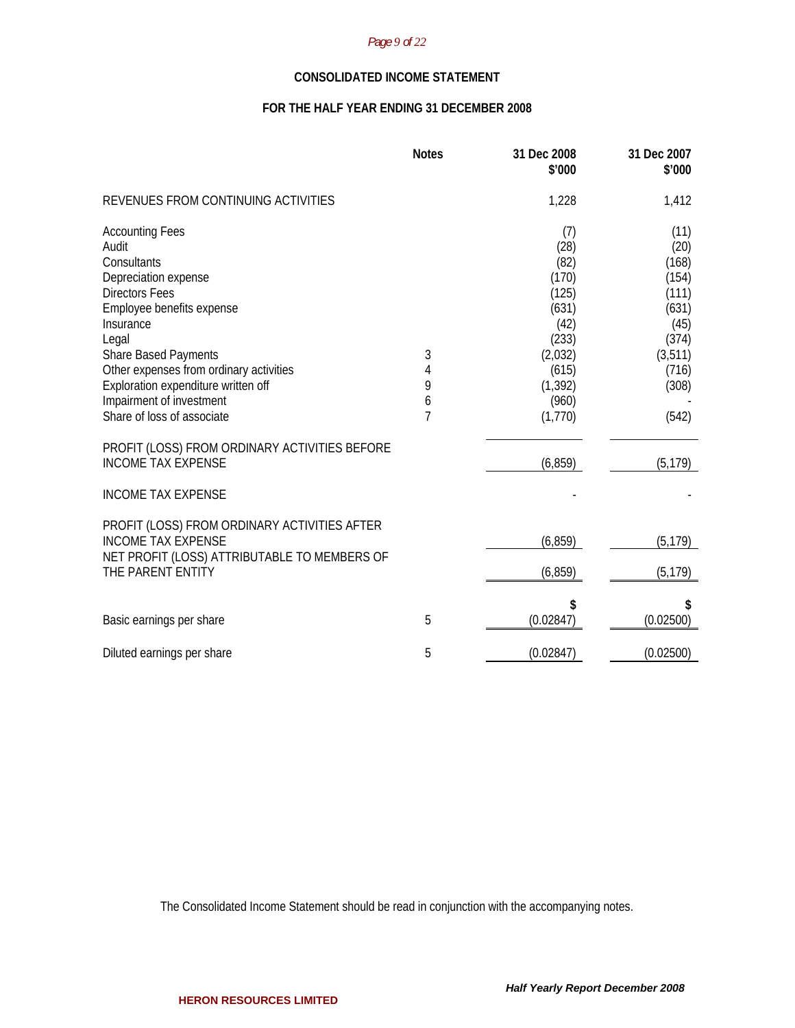# CONSOLIDATED INCOME STATEMENT

## FOR THE HALF YEAR ENDING 31 DECEMBER 2008

| | Notes | 31 Dec 2008 $'000 | 31 Dec 2007 $'000 |
|---|---|---|---|
| REVENUES FROM CONTINUING ACTIVITIES | | 1,228 | 1,412 |
| Accounting Fees | | (7) | (11) |
| Audit | | (28) | (20) |
| Consultants | | (82) | (168) |
| Depreciation expense | | (170) | (154) |
| Directors Fees | | (125) | (111) |
| Employee benefits expense | | (631) | (631) |
| Insurance | | (42) | (45) |
| Legal | | (233) | (374) |
| Share Based Payments | 3 | (2,032) | (3,511) |
| Other expenses from ordinary activities | 4 | (615) | (716) |
| Exploration expenditure written off | 9 | (1,392) | (308) |
| Impairment of investment | 6 | (960) | - |
| Share of loss of associate | 7 | (1,770) | (542) |
| PROFIT (LOSS) FROM ORDINARY ACTIVITIES BEFORE INCOME TAX EXPENSE | | (6,859) | (5,179) |
| INCOME TAX EXPENSE | | - | - |
| PROFIT (LOSS) FROM ORDINARY ACTIVITIES AFTER INCOME TAX EXPENSE | | (6,859) | (5,179) |
| NET PROFIT (LOSS) ATTRIBUTABLE TO MEMBERS OF THE PARENT ENTITY | | (6,859) | (5,179) |
| | | $ | $ |
| Basic earnings per share | 5 | (0.02847) | (0.02500) |
| Diluted earnings per share | 5 | (0.02847) | (0.02500) |

The Consolidated Income Statement should be read in conjunction with the accompanying notes.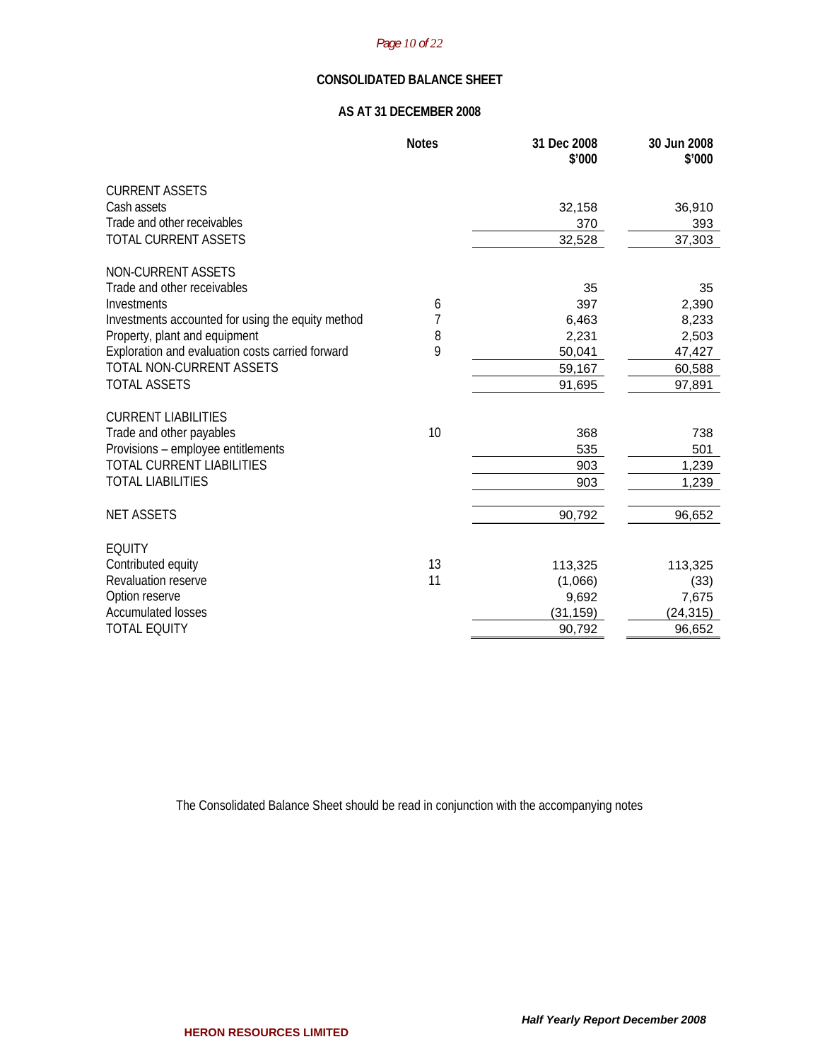# CONSOLIDATED BALANCE SHEET

## AS AT 31 DECEMBER 2008

| | Notes | 31 Dec 2008 $'000 | 30 Jun 2008 $'000 |
|---|---|---|---|
| CURRENT ASSETS | | | |
| Cash assets | | 32,158 | 36,910 |
| Trade and other receivables | | 370 | 393 |
| TOTAL CURRENT ASSETS | | 32,528 | 37,303 |
| | | | |
| NON-CURRENT ASSETS | | | |
| Trade and other receivables | | 35 | 35 |
| Investments | 6 | 397 | 2,390 |
| Investments accounted for using the equity method | 7 | 6,463 | 8,233 |
| Property, plant and equipment | 8 | 2,231 | 2,503 |
| Exploration and evaluation costs carried forward | 9 | 50,041 | 47,427 |
| TOTAL NON-CURRENT ASSETS | | 59,167 | 60,588 |
| TOTAL ASSETS | | 91,695 | 97,891 |
| | | | |
| CURRENT LIABILITIES | | | |
| Trade and other payables | 10 | 368 | 738 |
| Provisions – employee entitlements | | 535 | 501 |
| TOTAL CURRENT LIABILITIES | | 903 | 1,239 |
| TOTAL LIABILITIES | | 903 | 1,239 |
| | | | |
| NET ASSETS | | 90,792 | 96,652 |
| | | | |
| EQUITY | | | |
| Contributed equity | 13 | 113,325 | 113,325 |
| Revaluation reserve | 11 | (1,066) | (33) |
| Option reserve | | 9,692 | 7,675 |
| Accumulated losses | | (31,159) | (24,315) |
| TOTAL EQUITY | | 90,792 | 96,652 |

The Consolidated Balance Sheet should be read in conjunction with the accompanying notes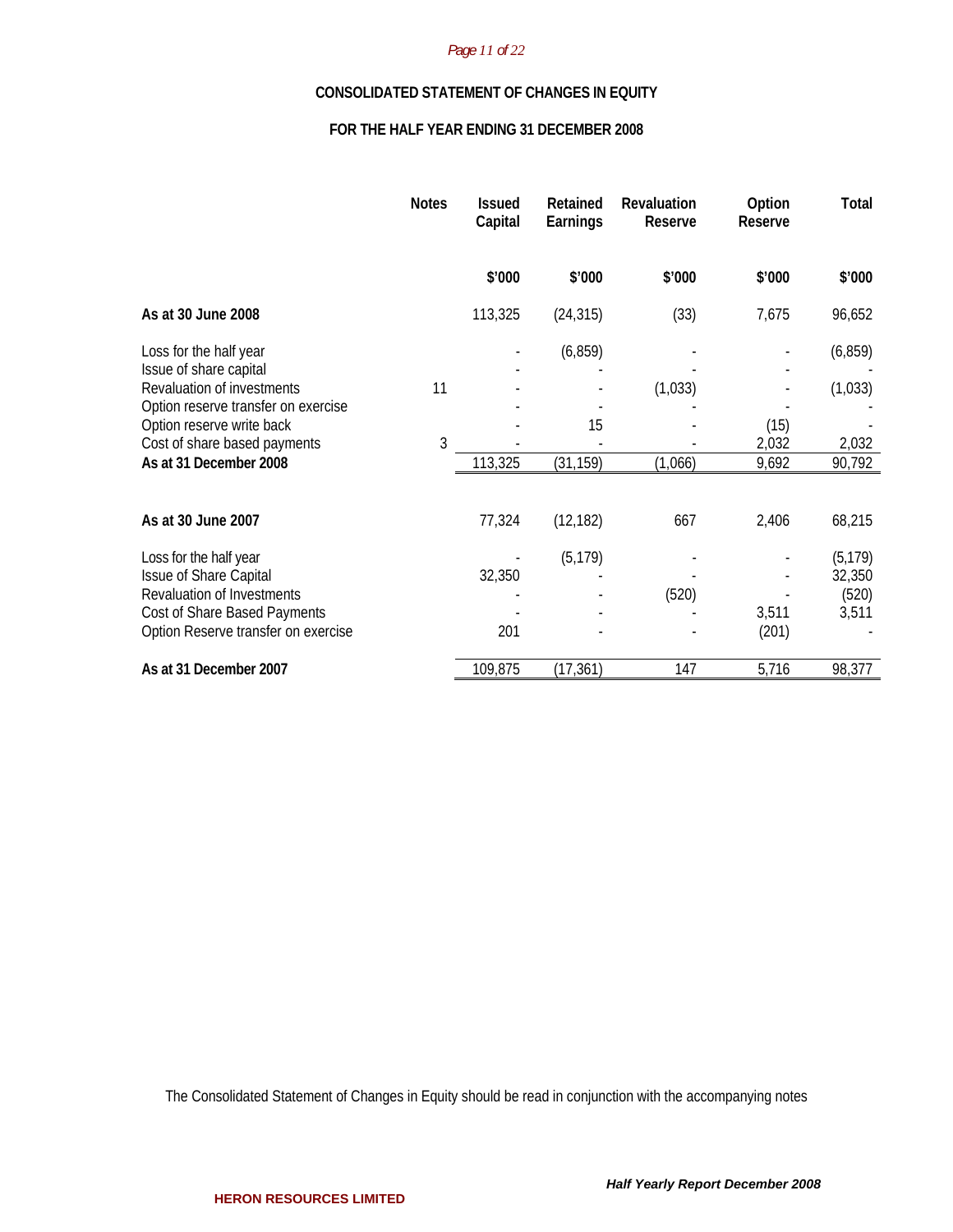**CONSOLIDATED STATEMENT OF CHANGES IN EQUITY**

**FOR THE HALF YEAR ENDING 31 DECEMBER 2008**

| | Notes | Issued Capital | Retained Earnings | Revaluation Reserve | Option Reserve | Total |
|---|---|---|---|---|---|---|
| | | $'000 | $'000 | $'000 | $'000 | $'000 |
| **As at 30 June 2008** | | 113,325 | (24,315) | (33) | 7,675 | 96,652 |
| Loss for the half year | | - | (6,859) | - | - | (6,859) |
| Issue of share capital | | - | - | - | - | - |
| Revaluation of investments | 11 | - | - | (1,033) | - | (1,033) |
| Option reserve transfer on exercise | | - | - | - | - | - |
| Option reserve write back | | - | 15 | - | (15) | - |
| Cost of share based payments | 3 | - | - | - | 2,032 | 2,032 |
| **As at 31 December 2008** | | 113,325 | (31,159) | (1,066) | 9,692 | 90,792 |
| | | | | | | |
| **As at 30 June 2007** | | 77,324 | (12,182) | 667 | 2,406 | 68,215 |
| Loss for the half year | | - | (5,179) | - | - | (5,179) |
| Issue of Share Capital | | 32,350 | - | - | - | 32,350 |
| Revaluation of Investments | | - | - | (520) | - | (520) |
| Cost of Share Based Payments | | - | - | - | 3,511 | 3,511 |
| Option Reserve transfer on exercise | | 201 | - | - | (201) | - |
| **As at 31 December 2007** | | 109,875 | (17,361) | 147 | 5,716 | 98,377 |

The Consolidated Statement of Changes in Equity should be read in conjunction with the accompanying notes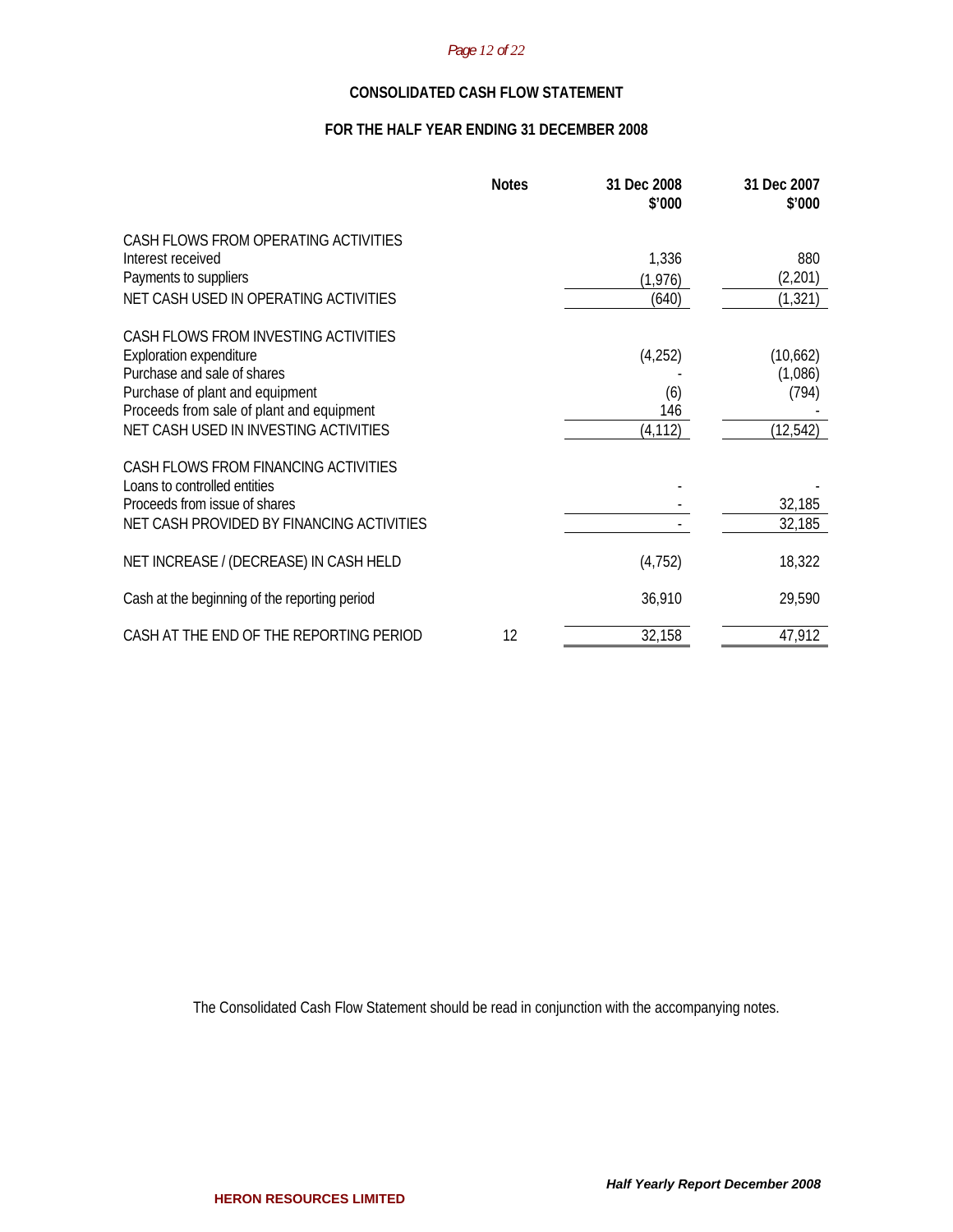## CONSOLIDATED CASH FLOW STATEMENT

## FOR THE HALF YEAR ENDING 31 DECEMBER 2008

| | Notes | 31 Dec 2008 $'000 | 31 Dec 2007 $'000 |
|---|---|---|---|
| CASH FLOWS FROM OPERATING ACTIVITIES | | | |
| Interest received | | 1,336 | 880 |
| Payments to suppliers | | (1,976) | (2,201) |
| NET CASH USED IN OPERATING ACTIVITIES | | (640) | (1,321) |
| CASH FLOWS FROM INVESTING ACTIVITIES | | | |
| Exploration expenditure | | (4,252) | (10,662) |
| Purchase and sale of shares | | - | (1,086) |
| Purchase of plant and equipment | | (6) | (794) |
| Proceeds from sale of plant and equipment | | 146 | - |
| NET CASH USED IN INVESTING ACTIVITIES | | (4,112) | (12,542) |
| CASH FLOWS FROM FINANCING ACTIVITIES | | | |
| Loans to controlled entities | | - | - |
| Proceeds from issue of shares | | - | 32,185 |
| NET CASH PROVIDED BY FINANCING ACTIVITIES | | - | 32,185 |
| NET INCREASE / (DECREASE) IN CASH HELD | | (4,752) | 18,322 |
| Cash at the beginning of the reporting period | | 36,910 | 29,590 |
| CASH AT THE END OF THE REPORTING PERIOD | 12 | 32,158 | 47,912 |

The Consolidated Cash Flow Statement should be read in conjunction with the accompanying notes.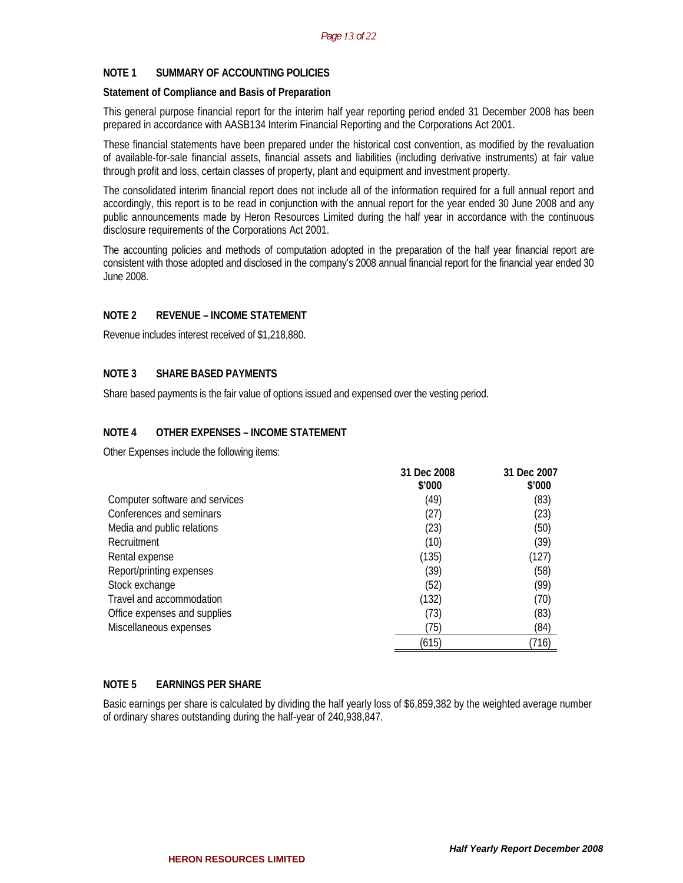## NOTE 1 SUMMARY OF ACCOUNTING POLICIES

**Statement of Compliance and Basis of Preparation**

This general purpose financial report for the interim half year reporting period ended 31 December 2008 has been prepared in accordance with AASB134 Interim Financial Reporting and the Corporations Act 2001.

These financial statements have been prepared under the historical cost convention, as modified by the revaluation of available-for-sale financial assets, financial assets and liabilities (including derivative instruments) at fair value through profit and loss, certain classes of property, plant and equipment and investment property.

The consolidated interim financial report does not include all of the information required for a full annual report and accordingly, this report is to be read in conjunction with the annual report for the year ended 30 June 2008 and any public announcements made by Heron Resources Limited during the half year in accordance with the continuous disclosure requirements of the Corporations Act 2001.

The accounting policies and methods of computation adopted in the preparation of the half year financial report are consistent with those adopted and disclosed in the company's 2008 annual financial report for the financial year ended 30 June 2008.

## NOTE 2 REVENUE – INCOME STATEMENT

Revenue includes interest received of $1,218,880.

## NOTE 3 SHARE BASED PAYMENTS

Share based payments is the fair value of options issued and expensed over the vesting period.

## NOTE 4 OTHER EXPENSES – INCOME STATEMENT

Other Expenses include the following items:

| | 31 Dec 2008 $'000 | 31 Dec 2007 $'000 |
|---|---|---|
| Computer software and services | (49) | (83) |
| Conferences and seminars | (27) | (23) |
| Media and public relations | (23) | (50) |
| Recruitment | (10) | (39) |
| Rental expense | (135) | (127) |
| Report/printing expenses | (39) | (58) |
| Stock exchange | (52) | (99) |
| Travel and accommodation | (132) | (70) |
| Office expenses and supplies | (73) | (83) |
| Miscellaneous expenses | (75) | (84) |
| | (615) | (716) |

## NOTE 5 EARNINGS PER SHARE

Basic earnings per share is calculated by dividing the half yearly loss of $6,859,382 by the weighted average number of ordinary shares outstanding during the half-year of 240,938,847.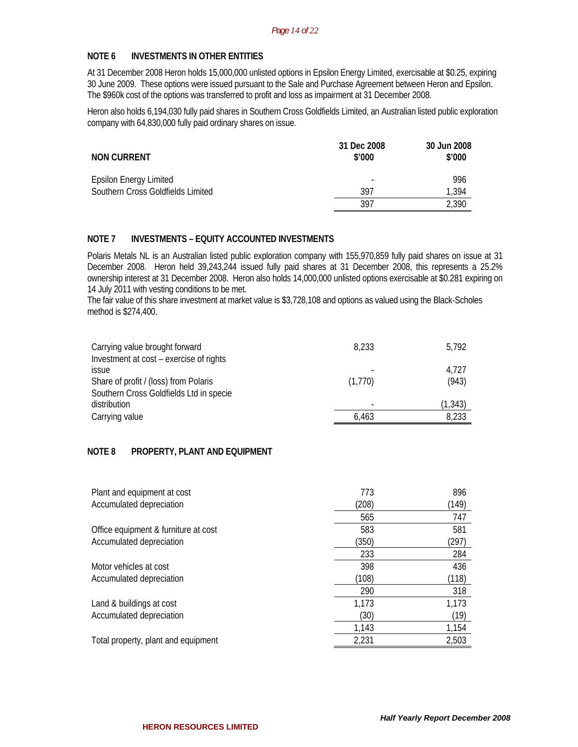## NOTE 6 INVESTMENTS IN OTHER ENTITIES

At 31 December 2008 Heron holds 15,000,000 unlisted options in Epsilon Energy Limited, exercisable at $0.25, expiring 30 June 2009. These options were issued pursuant to the Sale and Purchase Agreement between Heron and Epsilon. The $960k cost of the options was transferred to profit and loss as impairment at 31 December 2008.

Heron also holds 6,194,030 fully paid shares in Southern Cross Goldfields Limited, an Australian listed public exploration company with 64,830,000 fully paid ordinary shares on issue.

| NON CURRENT | 31 Dec 2008 $'000 | 30 Jun 2008 $'000 |
|---|---|---|
| Epsilon Energy Limited | - | 996 |
| Southern Cross Goldfields Limited | 397 | 1,394 |
| | 397 | 2,390 |

## NOTE 7 INVESTMENTS – EQUITY ACCOUNTED INVESTMENTS

Polaris Metals NL is an Australian listed public exploration company with 155,970,859 fully paid shares on issue at 31 December 2008. Heron held 39,243,244 issued fully paid shares at 31 December 2008, this represents a 25.2% ownership interest at 31 December 2008. Heron also holds 14,000,000 unlisted options exercisable at $0.281 expiring on 14 July 2011 with vesting conditions to be met.

The fair value of this share investment at market value is $3,728,108 and options as valued using the Black-Scholes method is $274,400.

| | 31 Dec 2008 $'000 | 30 Jun 2008 $'000 |
|---|---|---|
| Carrying value brought forward | 8,233 | 5,792 |
| Investment at cost – exercise of rights issue | - | 4,727 |
| Share of profit / (loss) from Polaris | (1,770) | (943) |
| Southern Cross Goldfields Ltd in specie distribution | - | (1,343) |
| Carrying value | 6,463 | 8,233 |

## NOTE 8 PROPERTY, PLANT AND EQUIPMENT

| | 31 Dec 2008 $'000 | 30 Jun 2008 $'000 |
|---|---|---|
| Plant and equipment at cost | 773 | 896 |
| Accumulated depreciation | (208) | (149) |
| | 565 | 747 |
| Office equipment & furniture at cost | 583 | 581 |
| Accumulated depreciation | (350) | (297) |
| | 233 | 284 |
| Motor vehicles at cost | 398 | 436 |
| Accumulated depreciation | (108) | (118) |
| | 290 | 318 |
| Land & buildings at cost | 1,173 | 1,173 |
| Accumulated depreciation | (30) | (19) |
| | 1,143 | 1,154 |
| Total property, plant and equipment | 2,231 | 2,503 |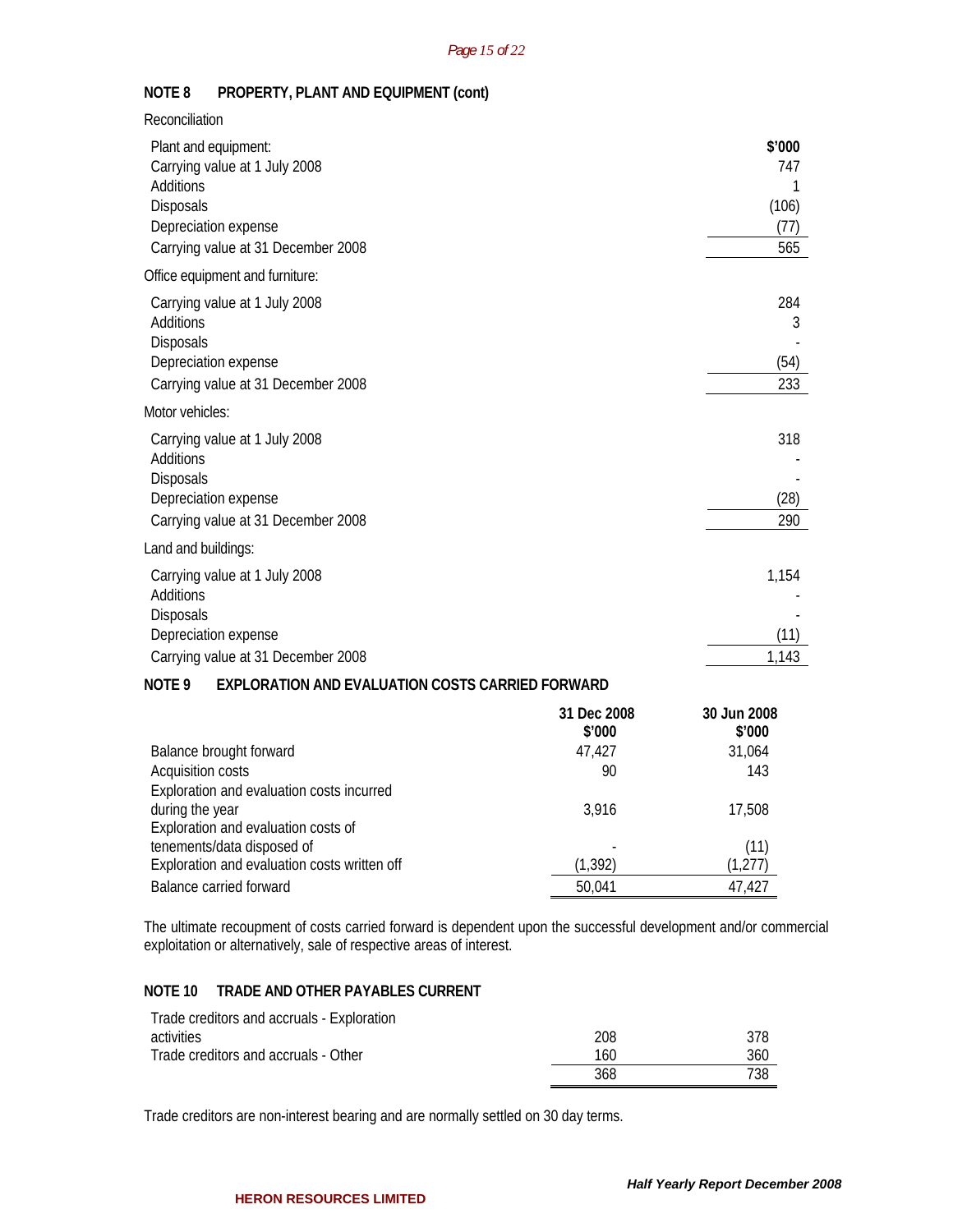## NOTE 8 PROPERTY, PLANT AND EQUIPMENT (cont)

Reconciliation

| | $'000 |
|---|---|
| Plant and equipment: | |
| Carrying value at 1 July 2008 | 747 |
| Additions | 1 |
| Disposals | (106) |
| Depreciation expense | (77) |
| Carrying value at 31 December 2008 | 565 |
| Office equipment and furniture: | |
| Carrying value at 1 July 2008 | 284 |
| Additions | 3 |
| Disposals | - |
| Depreciation expense | (54) |
| Carrying value at 31 December 2008 | 233 |
| Motor vehicles: | |
| Carrying value at 1 July 2008 | 318 |
| Additions | - |
| Disposals | - |
| Depreciation expense | (28) |
| Carrying value at 31 December 2008 | 290 |
| Land and buildings: | |
| Carrying value at 1 July 2008 | 1,154 |
| Additions | - |
| Disposals | - |
| Depreciation expense | (11) |
| Carrying value at 31 December 2008 | 1,143 |

## NOTE 9 EXPLORATION AND EVALUATION COSTS CARRIED FORWARD

| | 31 Dec 2008 $'000 | 30 Jun 2008 $'000 |
|---|---|---|
| Balance brought forward | 47,427 | 31,064 |
| Acquisition costs | 90 | 143 |
| Exploration and evaluation costs incurred during the year | 3,916 | 17,508 |
| Exploration and evaluation costs of tenements/data disposed of | - | (11) |
| Exploration and evaluation costs written off | (1,392) | (1,277) |
| Balance carried forward | 50,041 | 47,427 |

The ultimate recoupment of costs carried forward is dependent upon the successful development and/or commercial exploitation or alternatively, sale of respective areas of interest.

## NOTE 10 TRADE AND OTHER PAYABLES CURRENT

| | | |
|---|---|---|
| Trade creditors and accruals - Exploration activities | 208 | 378 |
| Trade creditors and accruals - Other | 160 | 360 |
| | 368 | 738 |

Trade creditors are non-interest bearing and are normally settled on 30 day terms.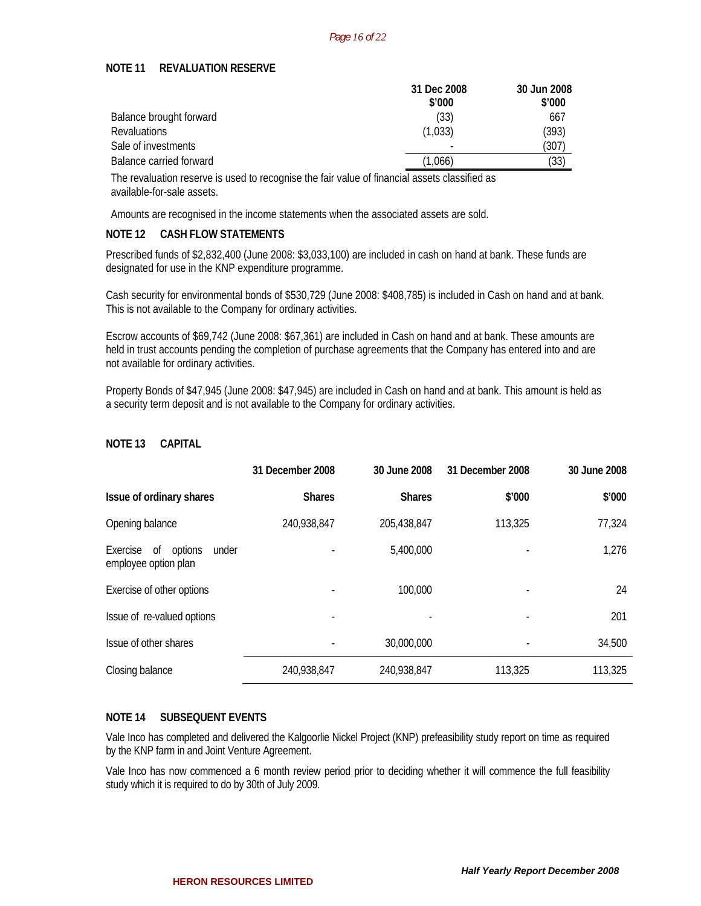## NOTE 11 REVALUATION RESERVE

| | 31 Dec 2008 $'000 | 30 Jun 2008 $'000 |
|---|---|---|
| Balance brought forward | (33) | 667 |
| Revaluations | (1,033) | (393) |
| Sale of investments | - | (307) |
| Balance carried forward | (1,066) | (33) |

The revaluation reserve is used to recognise the fair value of financial assets classified as available-for-sale assets.

Amounts are recognised in the income statements when the associated assets are sold.

## NOTE 12 CASH FLOW STATEMENTS

Prescribed funds of $2,832,400 (June 2008: $3,033,100) are included in cash on hand at bank. These funds are designated for use in the KNP expenditure programme.

Cash security for environmental bonds of $530,729 (June 2008: $408,785) is included in Cash on hand and at bank. This is not available to the Company for ordinary activities.

Escrow accounts of $69,742 (June 2008: $67,361) are included in Cash on hand and at bank. These amounts are held in trust accounts pending the completion of purchase agreements that the Company has entered into and are not available for ordinary activities.

Property Bonds of $47,945 (June 2008: $47,945) are included in Cash on hand and at bank. This amount is held as a security term deposit and is not available to the Company for ordinary activities.

## NOTE 13 CAPITAL

| | 31 December 2008 | 30 June 2008 | 31 December 2008 | 30 June 2008 |
|---|---|---|---|---|
| **Issue of ordinary shares** | **Shares** | **Shares** | **$'000** | **$'000** |
| Opening balance | 240,938,847 | 205,438,847 | 113,325 | 77,324 |
| Exercise of options under employee option plan | - | 5,400,000 | - | 1,276 |
| Exercise of other options | - | 100,000 | - | 24 |
| Issue of re-valued options | - | - | - | 201 |
| Issue of other shares | - | 30,000,000 | - | 34,500 |
| Closing balance | 240,938,847 | 240,938,847 | 113,325 | 113,325 |

## NOTE 14 SUBSEQUENT EVENTS

Vale Inco has completed and delivered the Kalgoorlie Nickel Project (KNP) prefeasibility study report on time as required by the KNP farm in and Joint Venture Agreement.

Vale Inco has now commenced a 6 month review period prior to deciding whether it will commence the full feasibility study which it is required to do by 30th of July 2009.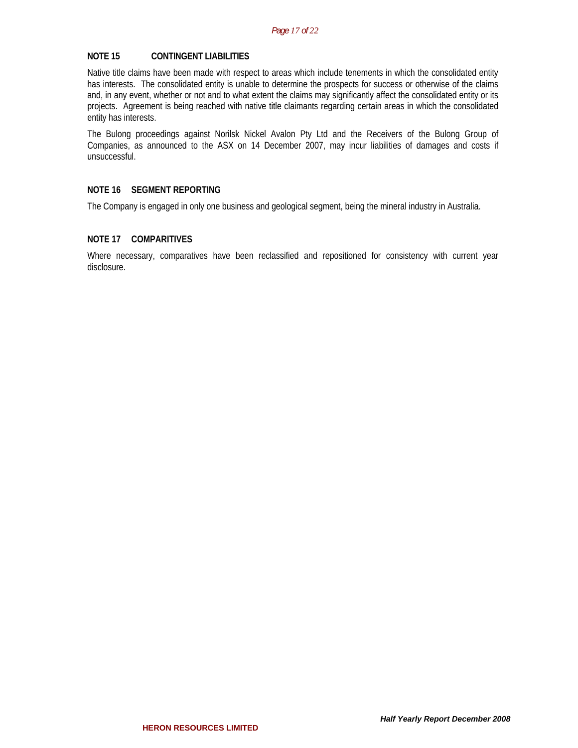## NOTE 15 CONTINGENT LIABILITIES

Native title claims have been made with respect to areas which include tenements in which the consolidated entity has interests. The consolidated entity is unable to determine the prospects for success or otherwise of the claims and, in any event, whether or not and to what extent the claims may significantly affect the consolidated entity or its projects. Agreement is being reached with native title claimants regarding certain areas in which the consolidated entity has interests.

The Bulong proceedings against Norilsk Nickel Avalon Pty Ltd and the Receivers of the Bulong Group of Companies, as announced to the ASX on 14 December 2007, may incur liabilities of damages and costs if unsuccessful.

## NOTE 16 SEGMENT REPORTING

The Company is engaged in only one business and geological segment, being the mineral industry in Australia.

## NOTE 17 COMPARITIVES

Where necessary, comparatives have been reclassified and repositioned for consistency with current year disclosure.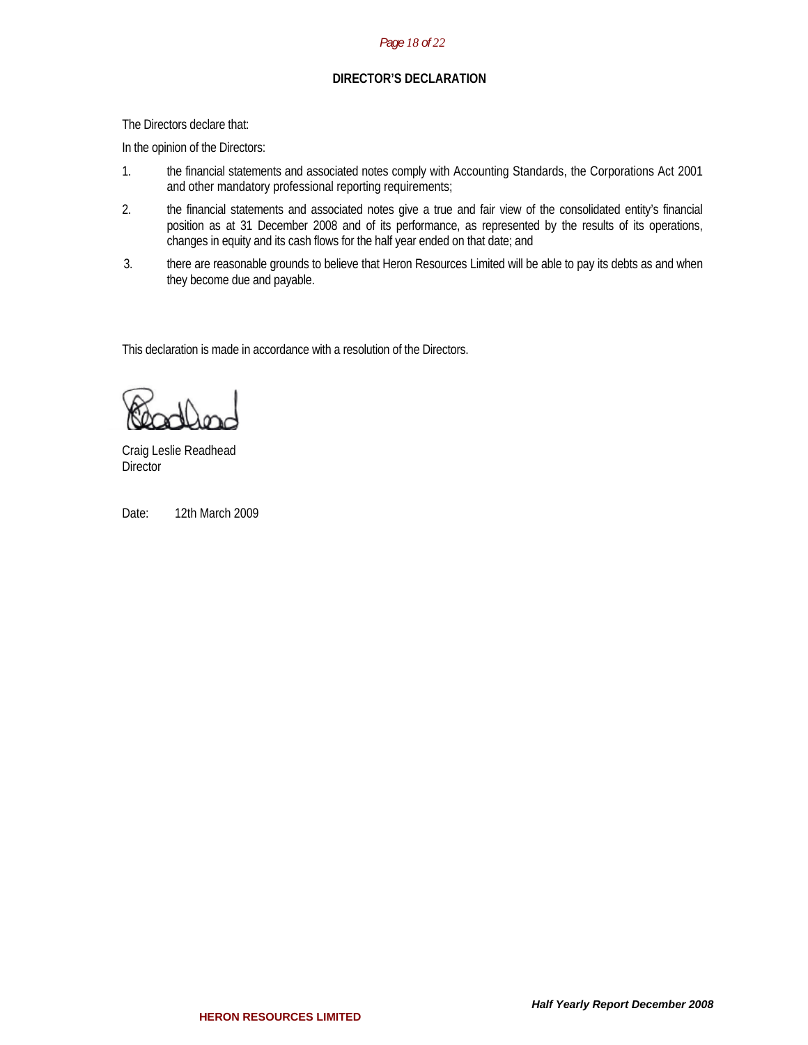## DIRECTOR'S DECLARATION

The Directors declare that:

In the opinion of the Directors:

1. the financial statements and associated notes comply with Accounting Standards, the Corporations Act 2001 and other mandatory professional reporting requirements;

2. the financial statements and associated notes give a true and fair view of the consolidated entity's financial position as at 31 December 2008 and of its performance, as represented by the results of its operations, changes in equity and its cash flows for the half year ended on that date; and

3. there are reasonable grounds to believe that Heron Resources Limited will be able to pay its debts as and when they become due and payable.

This declaration is made in accordance with a resolution of the Directors.

Craig Leslie Readhead
Director

Date: 12th March 2009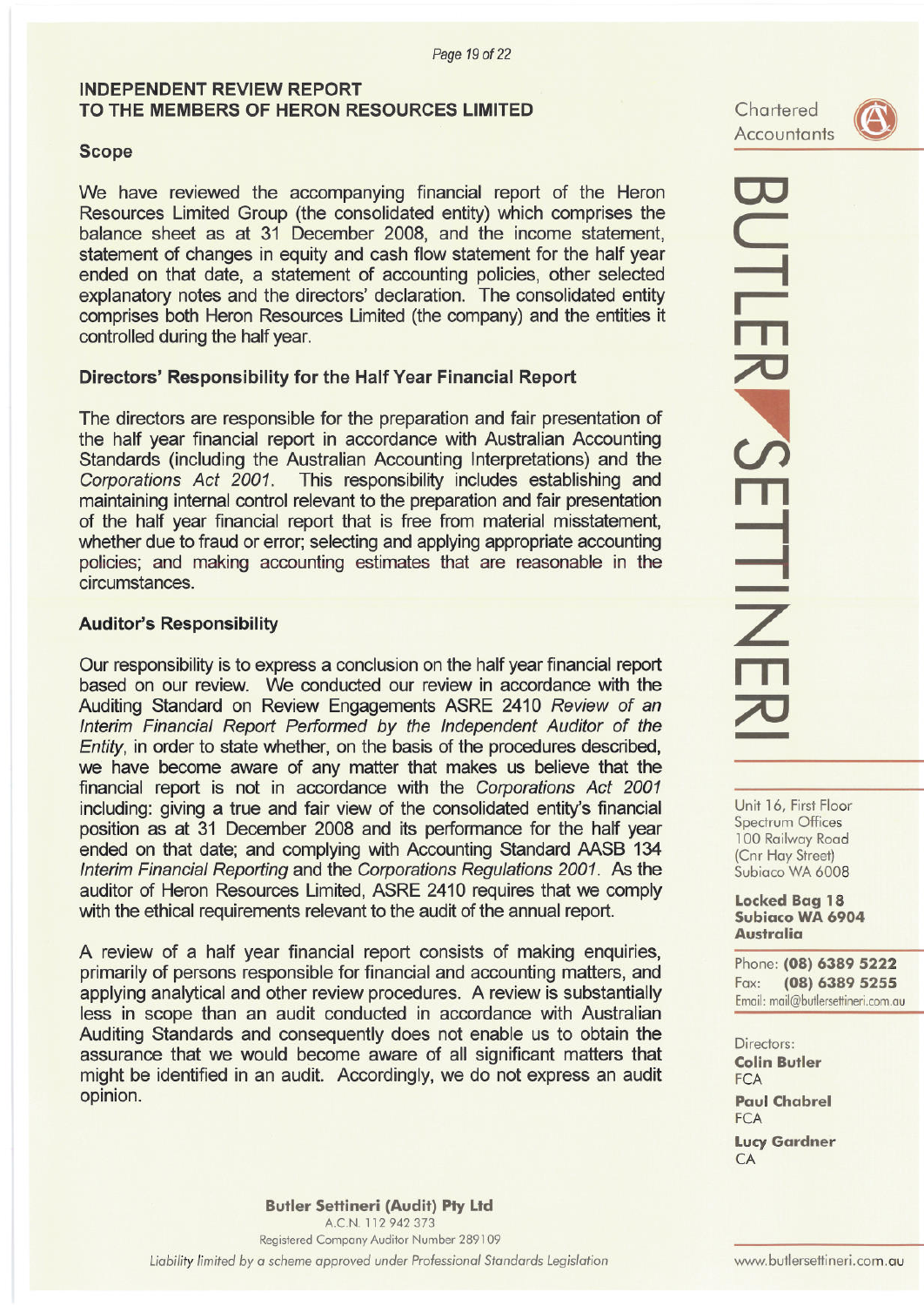## INDEPENDENT REVIEW REPORT
## TO THE MEMBERS OF HERON RESOURCES LIMITED

### Scope

We have reviewed the accompanying financial report of the Heron Resources Limited Group (the consolidated entity) which comprises the balance sheet as at 31 December 2008, and the income statement, statement of changes in equity and cash flow statement for the half year ended on that date, a statement of accounting policies, other selected explanatory notes and the directors' declaration. The consolidated entity comprises both Heron Resources Limited (the company) and the entities it controlled during the half year.

### Directors' Responsibility for the Half Year Financial Report

The directors are responsible for the preparation and fair presentation of the half year financial report in accordance with Australian Accounting Standards (including the Australian Accounting Interpretations) and the *Corporations Act 2001*. This responsibility includes establishing and maintaining internal control relevant to the preparation and fair presentation of the half year financial report that is free from material misstatement, whether due to fraud or error; selecting and applying appropriate accounting policies; and making accounting estimates that are reasonable in the circumstances.

### Auditor's Responsibility

Our responsibility is to express a conclusion on the half year financial report based on our review. We conducted our review in accordance with the Auditing Standard on Review Engagements ASRE 2410 *Review of an Interim Financial Report Performed by the Independent Auditor of the Entity*, in order to state whether, on the basis of the procedures described, we have become aware of any matter that makes us believe that the financial report is not in accordance with the *Corporations Act 2001* including: giving a true and fair view of the consolidated entity's financial position as at 31 December 2008 and its performance for the half year ended on that date; and complying with Accounting Standard AASB 134 *Interim Financial Reporting* and the *Corporations Regulations 2001*. As the auditor of Heron Resources Limited, ASRE 2410 requires that we comply with the ethical requirements relevant to the audit of the annual report.

A review of a half year financial report consists of making enquiries, primarily of persons responsible for financial and accounting matters, and applying analytical and other review procedures. A review is substantially less in scope than an audit conducted in accordance with Australian Auditing Standards and consequently does not enable us to obtain the assurance that we would become aware of all significant matters that might be identified in an audit. Accordingly, we do not express an audit opinion.

Chartered Accountants

BUTLER SETTINERI

Unit 16, First Floor
Spectrum Offices
100 Railway Road
(Cnr Hay Street)
Subiaco WA 6008

**Locked Bag 18**
**Subiaco WA 6904**
**Australia**

Phone: **(08) 6389 5222**
Fax: **(08) 6389 5255**
Email: mail@butlersettineri.com.au

Directors:
**Colin Butler**
FCA
**Paul Chabrel**
FCA
**Lucy Gardner**
CA

**Butler Settineri (Audit) Pty Ltd**
A.C.N. 112 942 373
Registered Company Auditor Number 289109
*Liability limited by a scheme approved under Professional Standards Legislation*

www.butlersettineri.com.au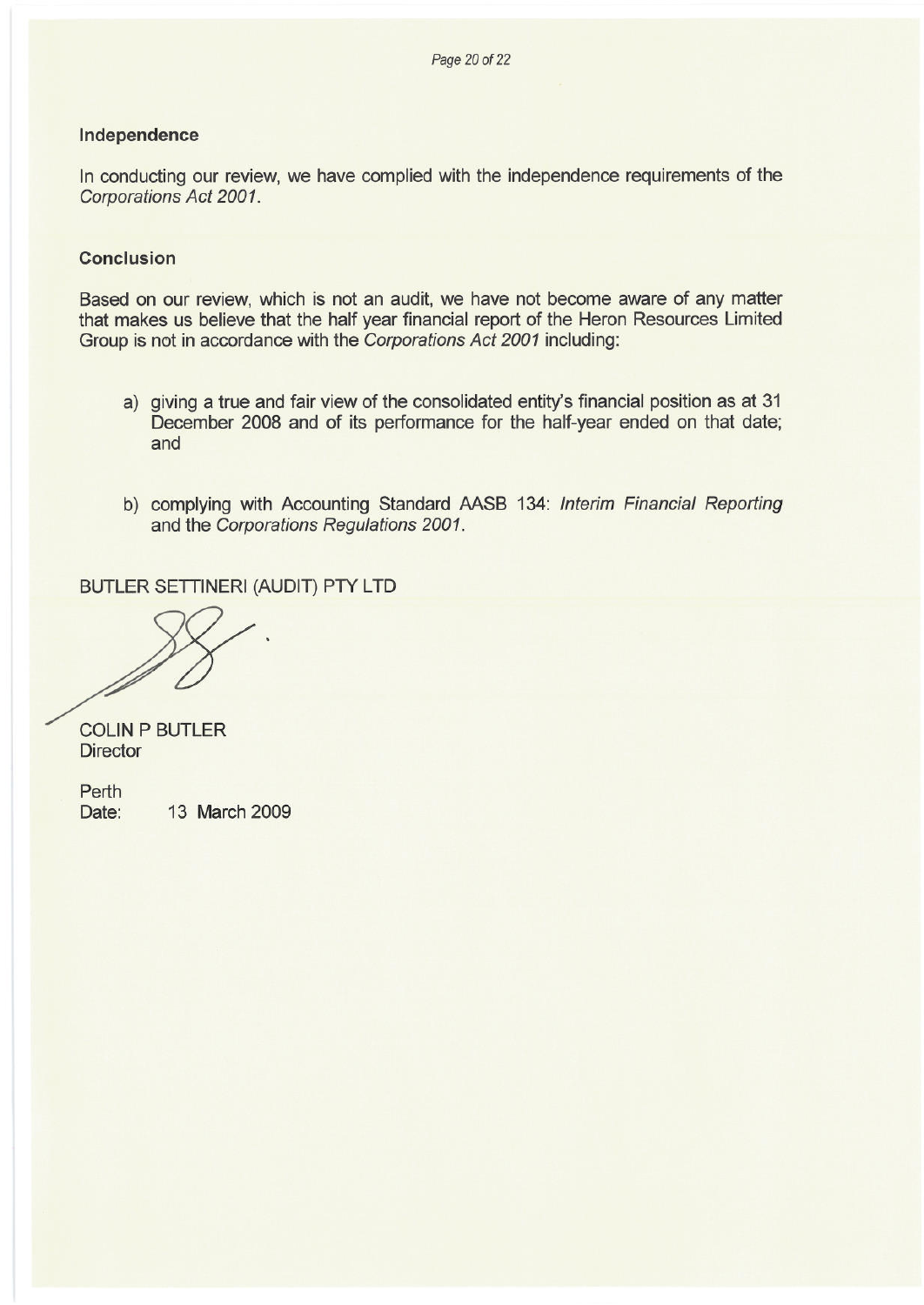**Independence**

In conducting our review, we have complied with the independence requirements of the *Corporations Act 2001*.

**Conclusion**

Based on our review, which is not an audit, we have not become aware of any matter that makes us believe that the half year financial report of the Heron Resources Limited Group is not in accordance with the *Corporations Act 2001* including:

a) giving a true and fair view of the consolidated entity's financial position as at 31 December 2008 and of its performance for the half-year ended on that date; and

b) complying with Accounting Standard AASB 134: *Interim Financial Reporting* and the *Corporations Regulations 2001*.

BUTLER SETTINERI (AUDIT) PTY LTD

COLIN P BUTLER
Director

Perth
Date: 13 March 2009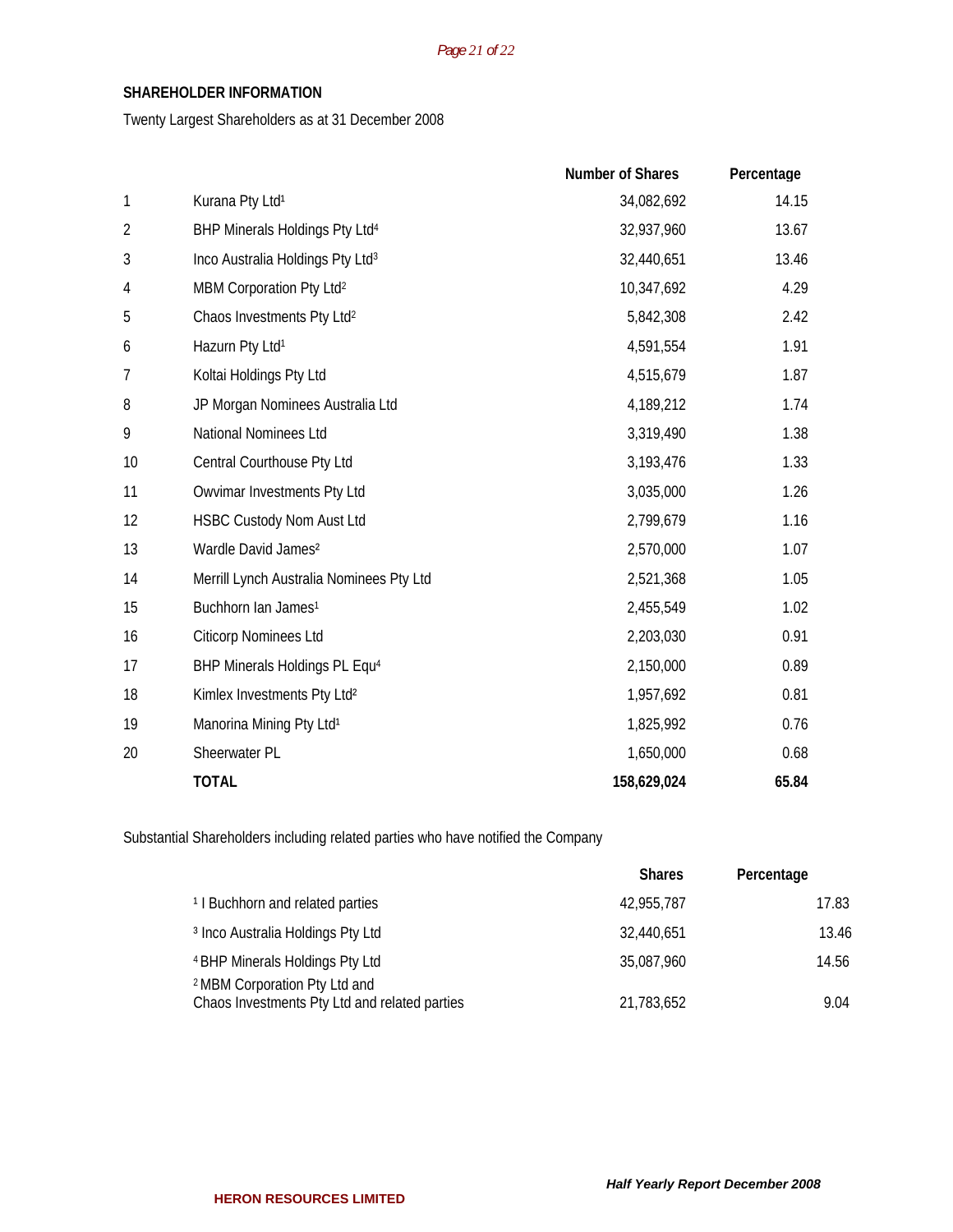**SHAREHOLDER INFORMATION**

Twenty Largest Shareholders as at 31 December 2008

| | | Number of Shares | Percentage |
|---|---|---|---|
| 1 | Kurana Pty Ltd[1] | 34,082,692 | 14.15 |
| 2 | BHP Minerals Holdings Pty Ltd[4] | 32,937,960 | 13.67 |
| 3 | Inco Australia Holdings Pty Ltd[3] | 32,440,651 | 13.46 |
| 4 | MBM Corporation Pty Ltd[2] | 10,347,692 | 4.29 |
| 5 | Chaos Investments Pty Ltd[2] | 5,842,308 | 2.42 |
| 6 | Hazurn Pty Ltd[1] | 4,591,554 | 1.91 |
| 7 | Koltai Holdings Pty Ltd | 4,515,679 | 1.87 |
| 8 | JP Morgan Nominees Australia Ltd | 4,189,212 | 1.74 |
| 9 | National Nominees Ltd | 3,319,490 | 1.38 |
| 10 | Central Courthouse Pty Ltd | 3,193,476 | 1.33 |
| 11 | Owvimar Investments Pty Ltd | 3,035,000 | 1.26 |
| 12 | HSBC Custody Nom Aust Ltd | 2,799,679 | 1.16 |
| 13 | Wardle David James[2] | 2,570,000 | 1.07 |
| 14 | Merrill Lynch Australia Nominees Pty Ltd | 2,521,368 | 1.05 |
| 15 | Buchhorn Ian James[1] | 2,455,549 | 1.02 |
| 16 | Citicorp Nominees Ltd | 2,203,030 | 0.91 |
| 17 | BHP Minerals Holdings PL Equ[4] | 2,150,000 | 0.89 |
| 18 | Kimlex Investments Pty Ltd[2] | 1,957,692 | 0.81 |
| 19 | Manorina Mining Pty Ltd[1] | 1,825,992 | 0.76 |
| 20 | Sheerwater PL | 1,650,000 | 0.68 |
| | **TOTAL** | **158,629,024** | **65.84** |

Substantial Shareholders including related parties who have notified the Company

| | Shares | Percentage |
|---|---|---|
| [1] I Buchhorn and related parties | 42,955,787 | 17.83 |
| [3] Inco Australia Holdings Pty Ltd | 32,440,651 | 13.46 |
| [4] BHP Minerals Holdings Pty Ltd | 35,087,960 | 14.56 |
| [2] MBM Corporation Pty Ltd and Chaos Investments Pty Ltd and related parties | 21,783,652 | 9.04 |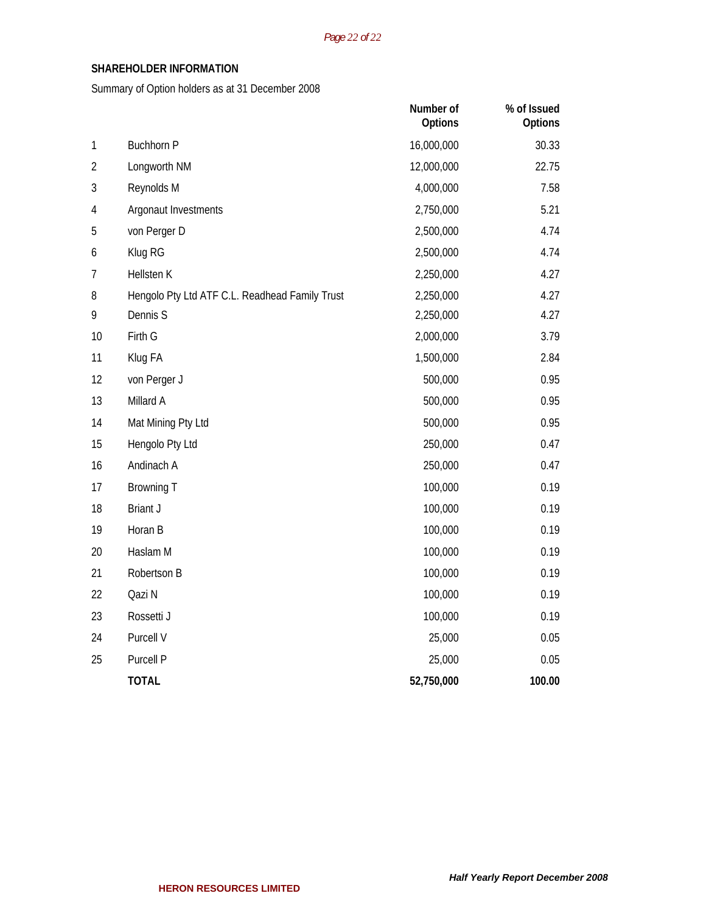## SHAREHOLDER INFORMATION

Summary of Option holders as at 31 December 2008

| | | Number of Options | % of Issued Options |
|---|---|---|---|
| 1 | Buchhorn P | 16,000,000 | 30.33 |
| 2 | Longworth NM | 12,000,000 | 22.75 |
| 3 | Reynolds M | 4,000,000 | 7.58 |
| 4 | Argonaut Investments | 2,750,000 | 5.21 |
| 5 | von Perger D | 2,500,000 | 4.74 |
| 6 | Klug RG | 2,500,000 | 4.74 |
| 7 | Hellsten K | 2,250,000 | 4.27 |
| 8 | Hengolo Pty Ltd ATF C.L. Readhead Family Trust | 2,250,000 | 4.27 |
| 9 | Dennis S | 2,250,000 | 4.27 |
| 10 | Firth G | 2,000,000 | 3.79 |
| 11 | Klug FA | 1,500,000 | 2.84 |
| 12 | von Perger J | 500,000 | 0.95 |
| 13 | Millard A | 500,000 | 0.95 |
| 14 | Mat Mining Pty Ltd | 500,000 | 0.95 |
| 15 | Hengolo Pty Ltd | 250,000 | 0.47 |
| 16 | Andinach A | 250,000 | 0.47 |
| 17 | Browning T | 100,000 | 0.19 |
| 18 | Briant J | 100,000 | 0.19 |
| 19 | Horan B | 100,000 | 0.19 |
| 20 | Haslam M | 100,000 | 0.19 |
| 21 | Robertson B | 100,000 | 0.19 |
| 22 | Qazi N | 100,000 | 0.19 |
| 23 | Rossetti J | 100,000 | 0.19 |
| 24 | Purcell V | 25,000 | 0.05 |
| 25 | Purcell P | 25,000 | 0.05 |
| | **TOTAL** | **52,750,000** | **100.00** |